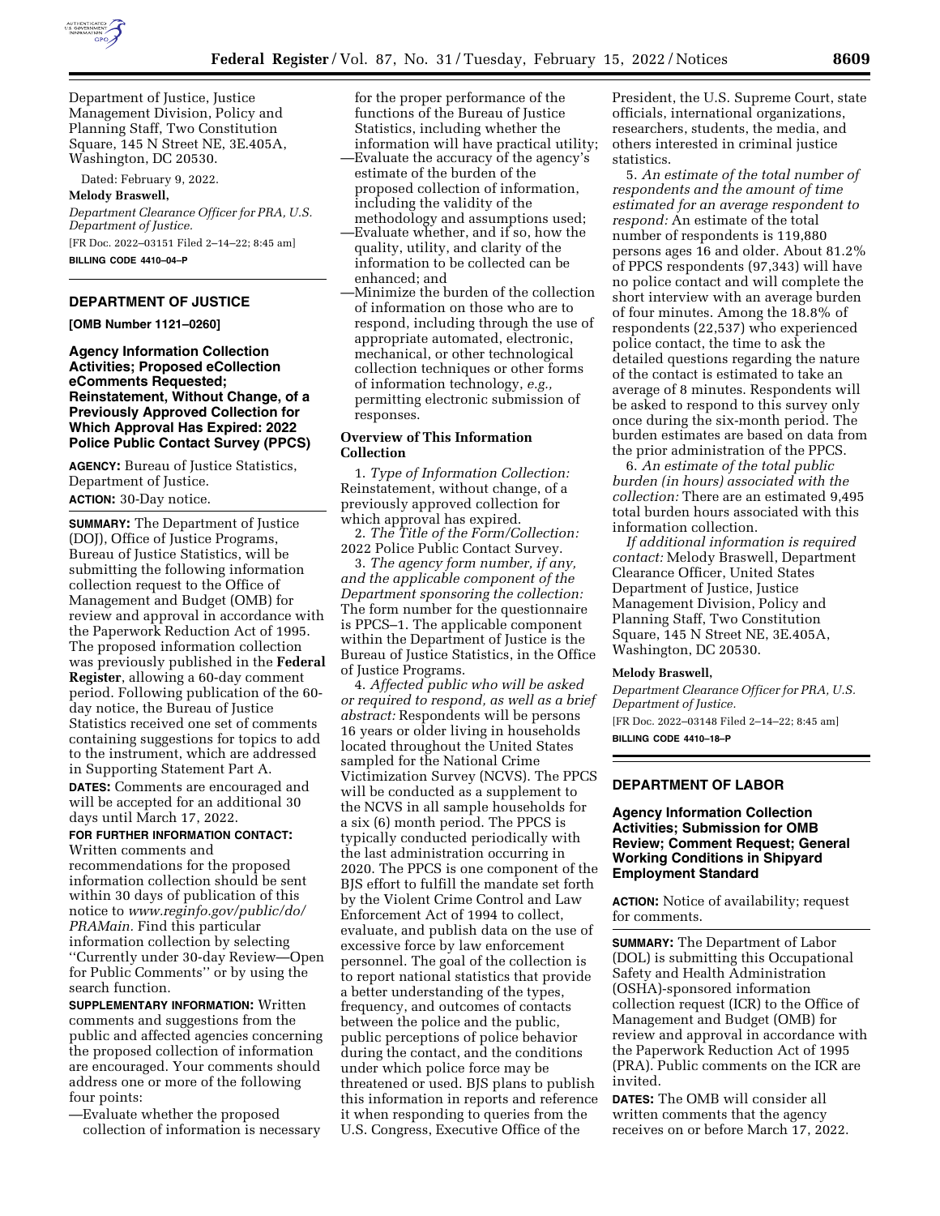Department of Justice, Justice Management Division, Policy and Planning Staff, Two Constitution Square, 145 N Street NE, 3E.405A, Washington, DC 20530.

Dated: February 9, 2022.

**Melody Braswell,**

*Department Clearance Officer for PRA, U.S. Department of Justice.*

[FR Doc. 2022–03151 Filed 2–14–22; 8:45 am]

**BILLING CODE 4410–04–P**

## DEPARTMENT OF JUSTICE

**[OMB Number 1121–0260]**

### Agency Information Collection Activities; Proposed eCollection eComments Requested; Reinstatement, Without Change, of a Previously Approved Collection for Which Approval Has Expired: 2022 Police Public Contact Survey (PPCS)

**AGENCY:** Bureau of Justice Statistics, Department of Justice.

**ACTION:** 30-Day notice.

**SUMMARY:** The Department of Justice (DOJ), Office of Justice Programs, Bureau of Justice Statistics, will be submitting the following information collection request to the Office of Management and Budget (OMB) for review and approval in accordance with the Paperwork Reduction Act of 1995. The proposed information collection was previously published in the **Federal Register**, allowing a 60-day comment period. Following publication of the 60-day notice, the Bureau of Justice Statistics received one set of comments containing suggestions for topics to add to the instrument, which are addressed in Supporting Statement Part A.

**DATES:** Comments are encouraged and will be accepted for an additional 30 days until March 17, 2022.

**FOR FURTHER INFORMATION CONTACT:** Written comments and recommendations for the proposed information collection should be sent within 30 days of publication of this notice to *www.reginfo.gov/public/do/PRAMain.* Find this particular information collection by selecting ''Currently under 30-day Review—Open for Public Comments'' or by using the search function.

**SUPPLEMENTARY INFORMATION:** Written comments and suggestions from the public and affected agencies concerning the proposed collection of information are encouraged. Your comments should address one or more of the following four points:

—Evaluate whether the proposed collection of information is necessary for the proper performance of the functions of the Bureau of Justice Statistics, including whether the information will have practical utility;

—Evaluate the accuracy of the agency's estimate of the burden of the proposed collection of information, including the validity of the methodology and assumptions used;

—Evaluate whether, and if so, how the quality, utility, and clarity of the information to be collected can be enhanced; and

—Minimize the burden of the collection of information on those who are to respond, including through the use of appropriate automated, electronic, mechanical, or other technological collection techniques or other forms of information technology, *e.g.,* permitting electronic submission of responses.

### Overview of This Information Collection

1. *Type of Information Collection:* Reinstatement, without change, of a previously approved collection for which approval has expired.

2. *The Title of the Form/Collection:* 2022 Police Public Contact Survey.

3. *The agency form number, if any, and the applicable component of the Department sponsoring the collection:* The form number for the questionnaire is PPCS–1. The applicable component within the Department of Justice is the Bureau of Justice Statistics, in the Office of Justice Programs.

4. *Affected public who will be asked or required to respond, as well as a brief abstract:* Respondents will be persons 16 years or older living in households located throughout the United States sampled for the National Crime Victimization Survey (NCVS). The PPCS will be conducted as a supplement to the NCVS in all sample households for a six (6) month period. The PPCS is typically conducted periodically with the last administration occurring in 2020. The PPCS is one component of the BJS effort to fulfill the mandate set forth by the Violent Crime Control and Law Enforcement Act of 1994 to collect, evaluate, and publish data on the use of excessive force by law enforcement personnel. The goal of the collection is to report national statistics that provide a better understanding of the types, frequency, and outcomes of contacts between the police and the public, public perceptions of police behavior during the contact, and the conditions under which police force may be threatened or used. BJS plans to publish this information in reports and reference it when responding to queries from the U.S. Congress, Executive Office of the President, the U.S. Supreme Court, state officials, international organizations, researchers, students, the media, and others interested in criminal justice statistics.

5. *An estimate of the total number of respondents and the amount of time estimated for an average respondent to respond:* An estimate of the total number of respondents is 119,880 persons ages 16 and older. About 81.2% of PPCS respondents (97,343) will have no police contact and will complete the short interview with an average burden of four minutes. Among the 18.8% of respondents (22,537) who experienced police contact, the time to ask the detailed questions regarding the nature of the contact is estimated to take an average of 8 minutes. Respondents will be asked to respond to this survey only once during the six-month period. The burden estimates are based on data from the prior administration of the PPCS.

6. *An estimate of the total public burden (in hours) associated with the collection:* There are an estimated 9,495 total burden hours associated with this information collection.

*If additional information is required contact:* Melody Braswell, Department Clearance Officer, United States Department of Justice, Justice Management Division, Policy and Planning Staff, Two Constitution Square, 145 N Street NE, 3E.405A, Washington, DC 20530.

**Melody Braswell,**

*Department Clearance Officer for PRA, U.S. Department of Justice.*

[FR Doc. 2022–03148 Filed 2–14–22; 8:45 am]

**BILLING CODE 4410–18–P**

## DEPARTMENT OF LABOR

### Agency Information Collection Activities; Submission for OMB Review; Comment Request; General Working Conditions in Shipyard Employment Standard

**ACTION:** Notice of availability; request for comments.

**SUMMARY:** The Department of Labor (DOL) is submitting this Occupational Safety and Health Administration (OSHA)-sponsored information collection request (ICR) to the Office of Management and Budget (OMB) for review and approval in accordance with the Paperwork Reduction Act of 1995 (PRA). Public comments on the ICR are invited.

**DATES:** The OMB will consider all written comments that the agency receives on or before March 17, 2022.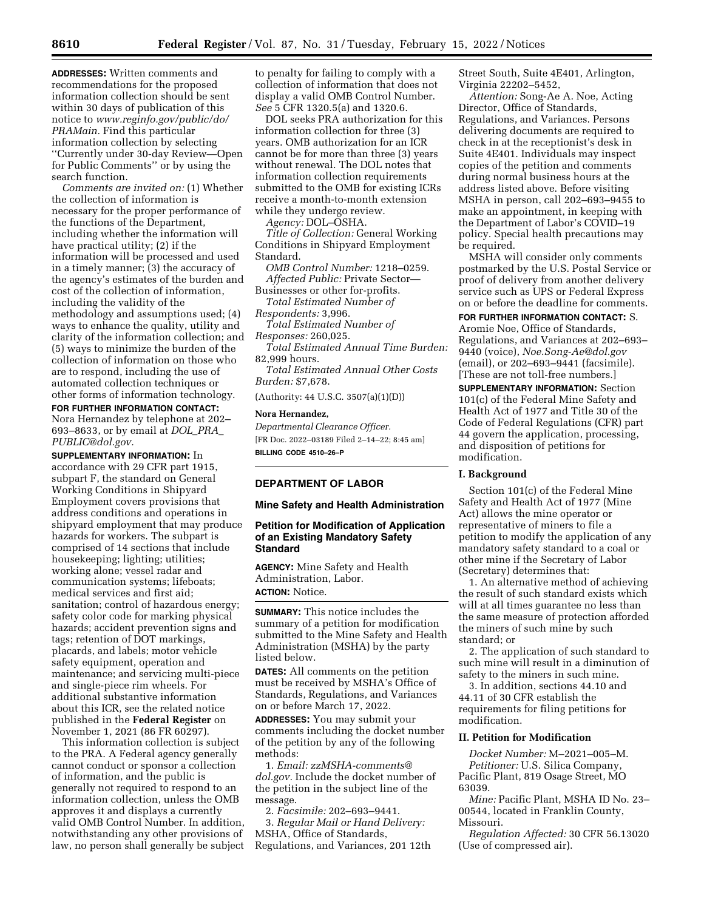**ADDRESSES:** Written comments and recommendations for the proposed information collection should be sent within 30 days of publication of this notice to *www.reginfo.gov/public/do/PRAMain.* Find this particular information collection by selecting ''Currently under 30-day Review—Open for Public Comments'' or by using the search function.

*Comments are invited on:* (1) Whether the collection of information is necessary for the proper performance of the functions of the Department, including whether the information will have practical utility; (2) if the information will be processed and used in a timely manner; (3) the accuracy of the agency's estimates of the burden and cost of the collection of information, including the validity of the methodology and assumptions used; (4) ways to enhance the quality, utility and clarity of the information collection; and (5) ways to minimize the burden of the collection of information on those who are to respond, including the use of automated collection techniques or other forms of information technology.

**FOR FURTHER INFORMATION CONTACT:** Nora Hernandez by telephone at 202–693–8633, or by email at *DOL_PRA_PUBLIC@dol.gov.*

**SUPPLEMENTARY INFORMATION:** In accordance with 29 CFR part 1915, subpart F, the standard on General Working Conditions in Shipyard Employment covers provisions that address conditions and operations in shipyard employment that may produce hazards for workers. The subpart is comprised of 14 sections that include housekeeping; lighting; utilities; working alone; vessel radar and communication systems; lifeboats; medical services and first aid; sanitation; control of hazardous energy; safety color code for marking physical hazards; accident prevention signs and tags; retention of DOT markings, placards, and labels; motor vehicle safety equipment, operation and maintenance; and servicing multi-piece and single-piece rim wheels. For additional substantive information about this ICR, see the related notice published in the **Federal Register** on November 1, 2021 (86 FR 60297).

This information collection is subject to the PRA. A Federal agency generally cannot conduct or sponsor a collection of information, and the public is generally not required to respond to an information collection, unless the OMB approves it and displays a currently valid OMB Control Number. In addition, notwithstanding any other provisions of law, no person shall generally be subject to penalty for failing to comply with a collection of information that does not display a valid OMB Control Number. *See* 5 CFR 1320.5(a) and 1320.6.

DOL seeks PRA authorization for this information collection for three (3) years. OMB authorization for an ICR cannot be for more than three (3) years without renewal. The DOL notes that information collection requirements submitted to the OMB for existing ICRs receive a month-to-month extension while they undergo review.

*Agency:* DOL–OSHA.

*Title of Collection:* General Working Conditions in Shipyard Employment Standard.

*OMB Control Number:* 1218–0259.

*Affected Public:* Private Sector—Businesses or other for-profits.

*Total Estimated Number of Respondents:* 3,996.

*Total Estimated Number of Responses:* 260,025.

*Total Estimated Annual Time Burden:* 82,999 hours.

*Total Estimated Annual Other Costs Burden:* $7,678.

(Authority: 44 U.S.C. 3507(a)(1)(D))

**Nora Hernandez,**

*Departmental Clearance Officer.*

[FR Doc. 2022–03189 Filed 2–14–22; 8:45 am]

**BILLING CODE 4510–26–P**

## DEPARTMENT OF LABOR

## Mine Safety and Health Administration

## Petition for Modification of Application of an Existing Mandatory Safety Standard

**AGENCY:** Mine Safety and Health Administration, Labor.

**ACTION:** Notice.

**SUMMARY:** This notice includes the summary of a petition for modification submitted to the Mine Safety and Health Administration (MSHA) by the party listed below.

**DATES:** All comments on the petition must be received by MSHA's Office of Standards, Regulations, and Variances on or before March 17, 2022.

**ADDRESSES:** You may submit your comments including the docket number of the petition by any of the following methods:

1. *Email: zzMSHA-comments@dol.gov.* Include the docket number of the petition in the subject line of the message.

2. *Facsimile:* 202–693–9441.

3. *Regular Mail or Hand Delivery:* MSHA, Office of Standards, Regulations, and Variances, 201 12th Street South, Suite 4E401, Arlington, Virginia 22202–5452,

*Attention:* Song-Ae A. Noe, Acting Director, Office of Standards, Regulations, and Variances. Persons delivering documents are required to check in at the receptionist's desk in Suite 4E401. Individuals may inspect copies of the petition and comments during normal business hours at the address listed above. Before visiting MSHA in person, call 202–693–9455 to make an appointment, in keeping with the Department of Labor's COVID–19 policy. Special health precautions may be required.

MSHA will consider only comments postmarked by the U.S. Postal Service or proof of delivery from another delivery service such as UPS or Federal Express on or before the deadline for comments.

**FOR FURTHER INFORMATION CONTACT:** S. Aromie Noe, Office of Standards, Regulations, and Variances at 202–693–9440 (voice), *Noe.Song-Ae@dol.gov* (email), or 202–693–9441 (facsimile). [These are not toll-free numbers.]

**SUPPLEMENTARY INFORMATION:** Section 101(c) of the Federal Mine Safety and Health Act of 1977 and Title 30 of the Code of Federal Regulations (CFR) part 44 govern the application, processing, and disposition of petitions for modification.

### I. Background

Section 101(c) of the Federal Mine Safety and Health Act of 1977 (Mine Act) allows the mine operator or representative of miners to file a petition to modify the application of any mandatory safety standard to a coal or other mine if the Secretary of Labor (Secretary) determines that:

1. An alternative method of achieving the result of such standard exists which will at all times guarantee no less than the same measure of protection afforded the miners of such mine by such standard; or

2. The application of such standard to such mine will result in a diminution of safety to the miners in such mine.

3. In addition, sections 44.10 and 44.11 of 30 CFR establish the requirements for filing petitions for modification.

### II. Petition for Modification

*Docket Number:* M–2021–005–M.

*Petitioner:* U.S. Silica Company, Pacific Plant, 819 Osage Street, MO 63039.

*Mine:* Pacific Plant, MSHA ID No. 23–00544, located in Franklin County, Missouri.

*Regulation Affected:* 30 CFR 56.13020 (Use of compressed air).